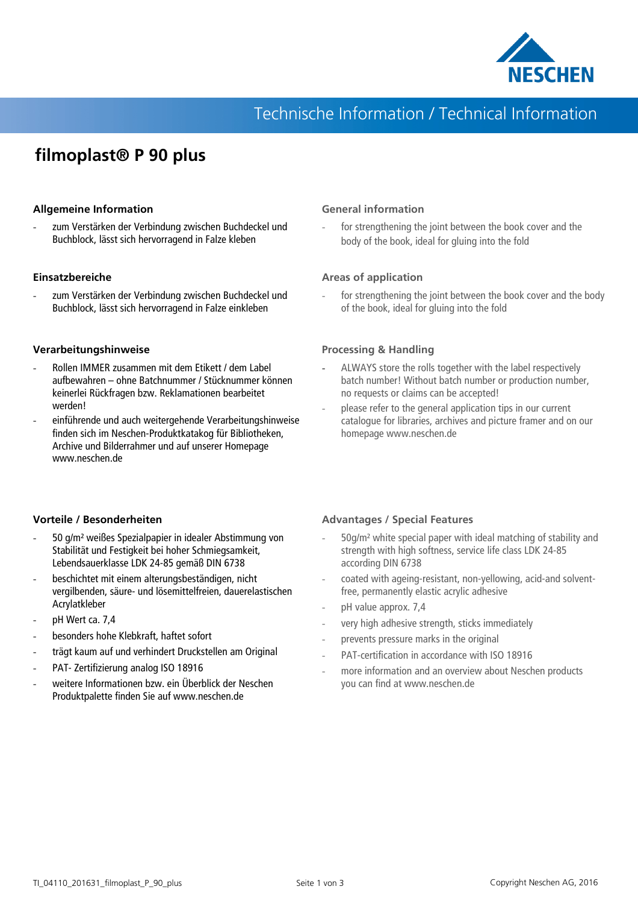# filmoplast® P 90 plus

## Allgemeine Information

- zum Verstärken der Verbindung zwischen Buchdeckel und Buchblock, lässt sich hervorragend in Falze kleben

## Einsatzbereiche

- zum Verstärken der Verbindung zwischen Buchdeckel und Buchblock, lässt sich hervorragend in Falze einkleben

## Verarbeitungshinweise

- Rollen IMMER zusammen mit dem Etikett / dem Label aufbewahren – ohne Batchnummer / Stücknummer können keinerlei Rückfragen bzw. Reklamationen bearbeitet werden!
- einführende und auch weitergehende Verarbeitungshinweise finden sich im Neschen-Produktkatakog für Bibliotheken, Archive und Bilderrahmer und auf unserer Homepage www.neschen.de

## Vorteile / Besonderheiten

- 50 g/m² weißes Spezialpapier in idealer Abstimmung von Stabilität und Festigkeit bei hoher Schmiegsamkeit, Lebendsauerklasse LDK 24-85 gemäß DIN 6738
- beschichtet mit einem alterungsbeständigen, nicht vergilbenden, säure- und lösemittelfreien, dauerelastischen Acrylatkleber
- pH Wert ca. 7,4
- besonders hohe Klebkraft, haftet sofort
- trägt kaum auf und verhindert Druckstellen am Original
- PAT- Zertifizierung analog ISO 18916
- weitere Informationen bzw. ein Überblick der Neschen Produktpalette finden Sie auf www.neschen.de

## General information

- for strengthening the joint between the book cover and the body of the book, ideal for gluing into the fold

## Areas of application

- for strengthening the joint between the book cover and the body of the book, ideal for gluing into the fold

## Processing & Handling

- ALWAYS store the rolls together with the label respectively batch number! Without batch number or production number, no requests or claims can be accepted!
- please refer to the general application tips in our current catalogue for libraries, archives and picture framer and on our homepage www.neschen.de

## Advantages / Special Features

- 50g/m² white special paper with ideal matching of stability and strength with high softness, service life class LDK 24-85 according DIN 6738
- coated with ageing-resistant, non-yellowing, acid-and solvent-free, permanently elastic acrylic adhesive
- pH value approx. 7,4
- very high adhesive strength, sticks immediately
- prevents pressure marks in the original
- PAT-certification in accordance with ISO 18916
- more information and an overview about Neschen products you can find at www.neschen.de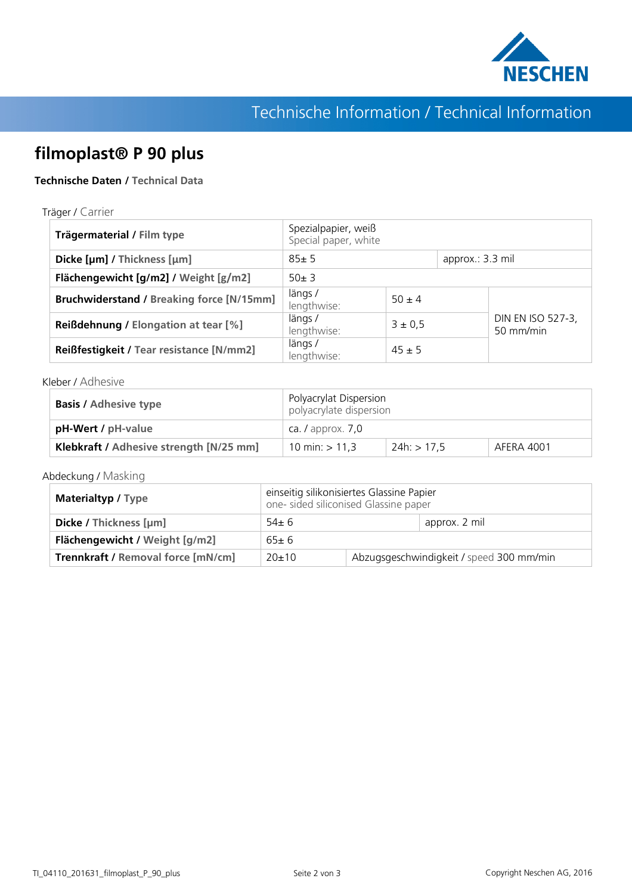Technische Information / Technical Information

# filmoplast® P 90 plus

**Technische Daten / Technical Data**

Träger / Carrier

| | | | |
|---|---|---|---|
| **Trägermaterial / Film type** | Spezialpapier, weiß<br>Special paper, white | | |
| **Dicke [µm] / Thickness [µm]** | 85± 5 | approx.: 3.3 mil | |
| **Flächengewicht [g/m2] / Weight [g/m2]** | 50± 3 | | |
| **Bruchwiderstand / Breaking force [N/15mm]** | längs / lengthwise: | 50 ± 4 | DIN EN ISO 527-3, 50 mm/min |
| **Reißdehnung / Elongation at tear [%]** | längs / lengthwise: | 3 ± 0,5 | |
| **Reißfestigkeit / Tear resistance [N/mm2]** | längs / lengthwise: | 45 ± 5 | |

Kleber / Adhesive

| | | | |
|---|---|---|---|
| **Basis / Adhesive type** | Polyacrylat Dispersion<br>polyacrylate dispersion | | |
| **pH-Wert / pH-value** | ca. / approx. 7,0 | | |
| **Klebkraft / Adhesive strength [N/25 mm]** | 10 min: > 11,3 | 24h: > 17,5 | AFERA 4001 |

Abdeckung / Masking

| | | |
|---|---|---|
| **Materialtyp / Type** | einseitig silikonisiertes Glassine Papier<br>one- sided siliconised Glassine paper | |
| **Dicke / Thickness [µm]** | 54± 6 | approx. 2 mil |
| **Flächengewicht / Weight [g/m2]** | 65± 6 | |
| **Trennkraft / Removal force [mN/cm]** | 20±10 | Abzugsgeschwindigkeit / speed 300 mm/min |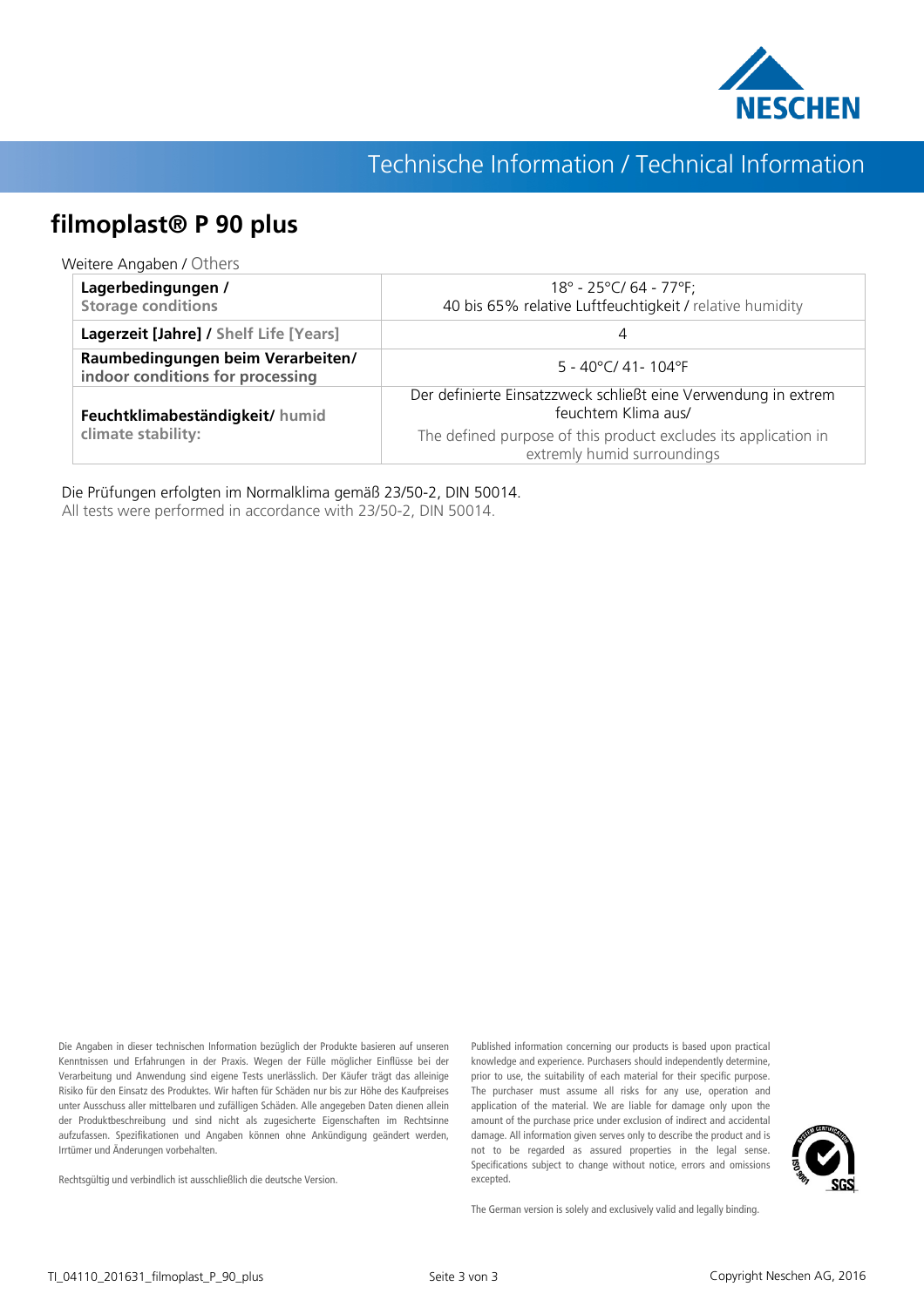# filmoplast® P 90 plus

Weitere Angaben / Others

| | |
|---|---|
| **Lagerbedingungen / Storage conditions** | 18° - 25°C/ 64 - 77°F; 40 bis 65% relative Luftfeuchtigkeit / relative humidity |
| **Lagerzeit [Jahre] / Shelf Life [Years]** | 4 |
| **Raumbedingungen beim Verarbeiten/ indoor conditions for processing** | 5 - 40°C/ 41- 104°F |
| **Feuchtklimabeständigkeit/ humid climate stability:** | Der definierte Einsatzzweck schließt eine Verwendung in extrem feuchtem Klima aus/ The defined purpose of this product excludes its application in extremly humid surroundings |

Die Prüfungen erfolgten im Normalklima gemäß 23/50-2, DIN 50014.
All tests were performed in accordance with 23/50-2, DIN 50014.

Die Angaben in dieser technischen Information bezüglich der Produkte basieren auf unseren Kenntnissen und Erfahrungen in der Praxis. Wegen der Fülle möglicher Einflüsse bei der Verarbeitung und Anwendung sind eigene Tests unerlässlich. Der Käufer trägt das alleinige Risiko für den Einsatz des Produktes. Wir haften für Schäden nur bis zur Höhe des Kaufpreises unter Ausschuss aller mittelbaren und zufälligen Schäden. Alle angegeben Daten dienen allein der Produktbeschreibung und sind nicht als zugesicherte Eigenschaften im Rechtsinne aufzufassen. Spezifikationen und Angaben können ohne Ankündigung geändert werden, Irrtümer und Änderungen vorbehalten.

Rechtsgültig und verbindlich ist ausschließlich die deutsche Version.

Published information concerning our products is based upon practical knowledge and experience. Purchasers should independently determine, prior to use, the suitability of each material for their specific purpose. The purchaser must assume all risks for any use, operation and application of the material. We are liable for damage only upon the amount of the purchase price under exclusion of indirect and accidental damage. All information given serves only to describe the product and is not to be regarded as assured properties in the legal sense. Specifications subject to change without notice, errors and omissions excepted.

The German version is solely and exclusively valid and legally binding.

TI_04110_201631_filmoplast_P_90_plus

Copyright Neschen AG, 2016